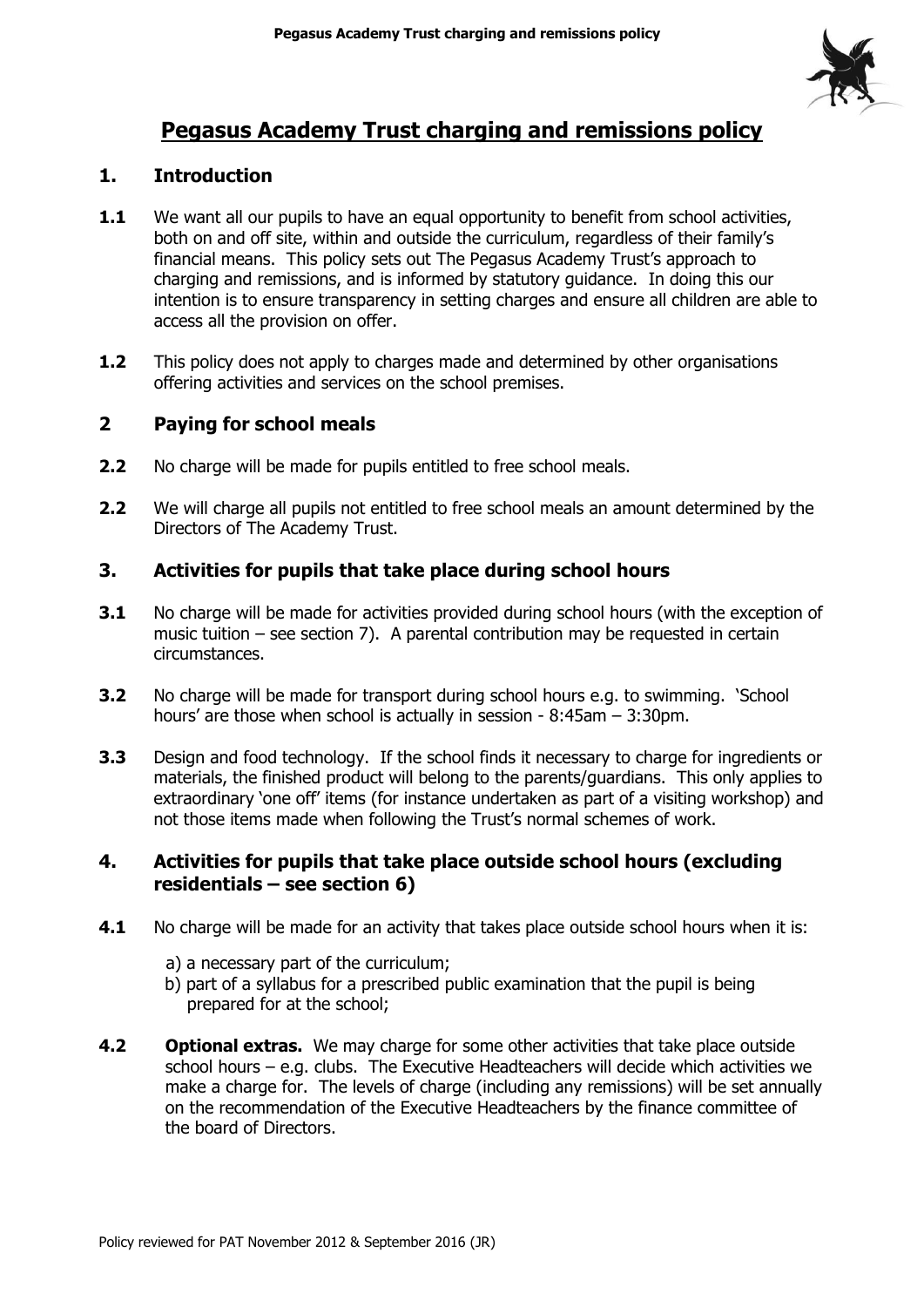# Pegasus Academy Trust charging and remissions policy

## 1. Introduction

**1.1** We want all our pupils to have an equal opportunity to benefit from school activities, both on and off site, within and outside the curriculum, regardless of their family's financial means. This policy sets out The Pegasus Academy Trust's approach to charging and remissions, and is informed by statutory guidance. In doing this our intention is to ensure transparency in setting charges and ensure all children are able to access all the provision on offer.

**1.2** This policy does not apply to charges made and determined by other organisations offering activities and services on the school premises.

## 2 Paying for school meals

**2.2** No charge will be made for pupils entitled to free school meals.

**2.2** We will charge all pupils not entitled to free school meals an amount determined by the Directors of The Academy Trust.

## 3. Activities for pupils that take place during school hours

**3.1** No charge will be made for activities provided during school hours (with the exception of music tuition – see section 7). A parental contribution may be requested in certain circumstances.

**3.2** No charge will be made for transport during school hours e.g. to swimming. 'School hours' are those when school is actually in session - 8:45am – 3:30pm.

**3.3** Design and food technology. If the school finds it necessary to charge for ingredients or materials, the finished product will belong to the parents/guardians. This only applies to extraordinary 'one off' items (for instance undertaken as part of a visiting workshop) and not those items made when following the Trust's normal schemes of work.

## 4. Activities for pupils that take place outside school hours (excluding residentials – see section 6)

**4.1** No charge will be made for an activity that takes place outside school hours when it is:

a) a necessary part of the curriculum;
b) part of a syllabus for a prescribed public examination that the pupil is being prepared for at the school;

**4.2** **Optional extras.** We may charge for some other activities that take place outside school hours – e.g. clubs. The Executive Headteachers will decide which activities we make a charge for. The levels of charge (including any remissions) will be set annually on the recommendation of the Executive Headteachers by the finance committee of the board of Directors.

Policy reviewed for PAT November 2012 & September 2016 (JR)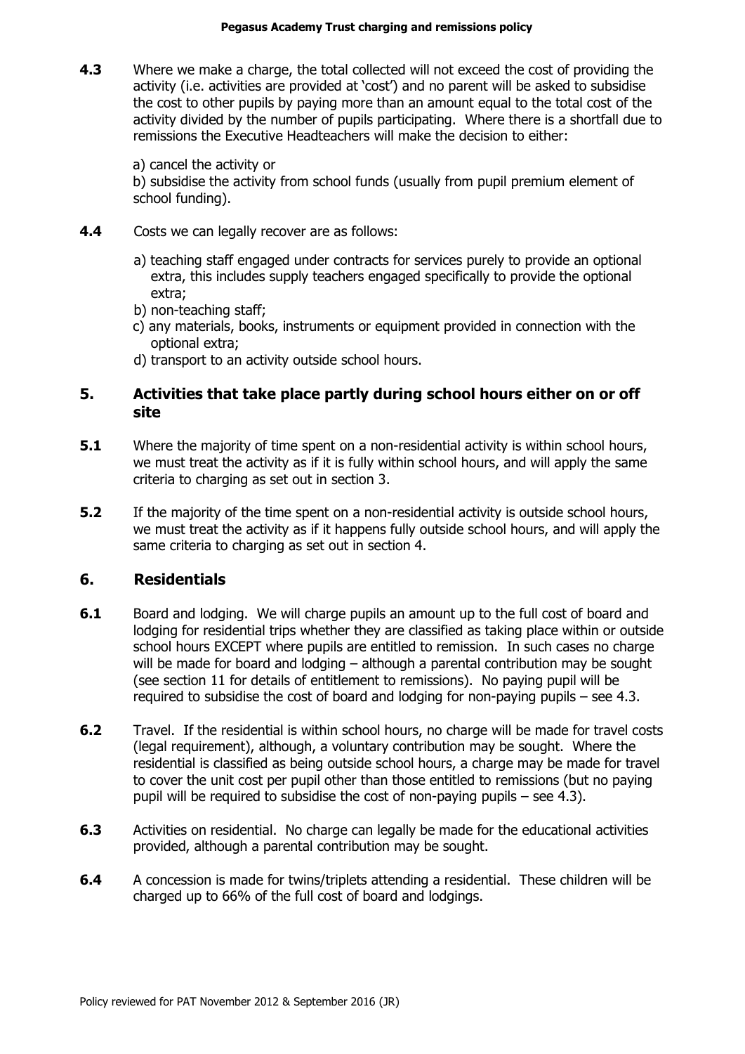**4.3** Where we make a charge, the total collected will not exceed the cost of providing the activity (i.e. activities are provided at 'cost') and no parent will be asked to subsidise the cost to other pupils by paying more than an amount equal to the total cost of the activity divided by the number of pupils participating. Where there is a shortfall due to remissions the Executive Headteachers will make the decision to either:

a) cancel the activity or

b) subsidise the activity from school funds (usually from pupil premium element of school funding).

**4.4** Costs we can legally recover are as follows:

a) teaching staff engaged under contracts for services purely to provide an optional extra, this includes supply teachers engaged specifically to provide the optional extra;

b) non-teaching staff;

c) any materials, books, instruments or equipment provided in connection with the optional extra;

d) transport to an activity outside school hours.

## 5. Activities that take place partly during school hours either on or off site

**5.1** Where the majority of time spent on a non-residential activity is within school hours, we must treat the activity as if it is fully within school hours, and will apply the same criteria to charging as set out in section 3.

**5.2** If the majority of the time spent on a non-residential activity is outside school hours, we must treat the activity as if it happens fully outside school hours, and will apply the same criteria to charging as set out in section 4.

## 6. Residentials

**6.1** Board and lodging. We will charge pupils an amount up to the full cost of board and lodging for residential trips whether they are classified as taking place within or outside school hours EXCEPT where pupils are entitled to remission. In such cases no charge will be made for board and lodging – although a parental contribution may be sought (see section 11 for details of entitlement to remissions). No paying pupil will be required to subsidise the cost of board and lodging for non-paying pupils – see 4.3.

**6.2** Travel. If the residential is within school hours, no charge will be made for travel costs (legal requirement), although, a voluntary contribution may be sought. Where the residential is classified as being outside school hours, a charge may be made for travel to cover the unit cost per pupil other than those entitled to remissions (but no paying pupil will be required to subsidise the cost of non-paying pupils – see 4.3).

**6.3** Activities on residential. No charge can legally be made for the educational activities provided, although a parental contribution may be sought.

**6.4** A concession is made for twins/triplets attending a residential. These children will be charged up to 66% of the full cost of board and lodgings.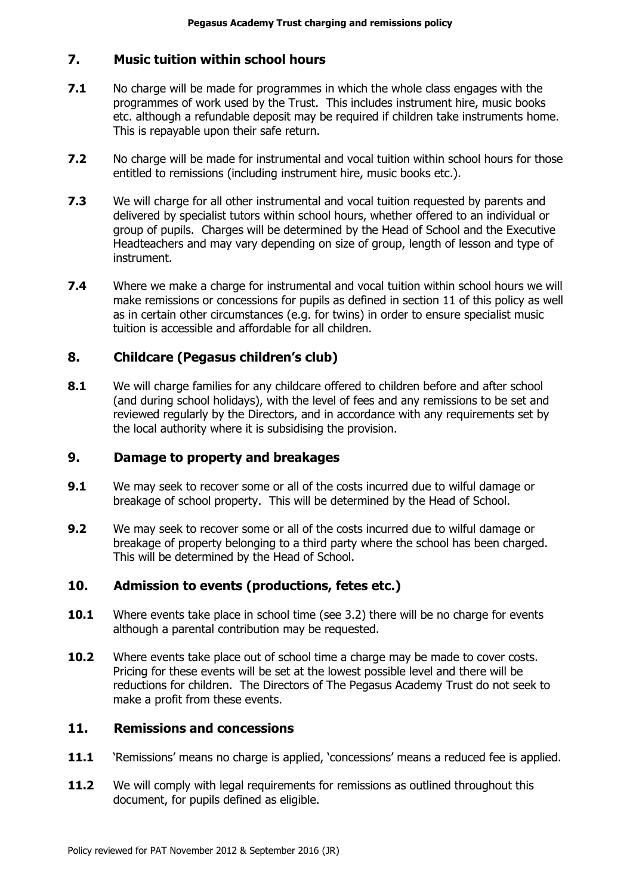## 7. Music tuition within school hours

**7.1** No charge will be made for programmes in which the whole class engages with the programmes of work used by the Trust. This includes instrument hire, music books etc. although a refundable deposit may be required if children take instruments home. This is repayable upon their safe return.

**7.2** No charge will be made for instrumental and vocal tuition within school hours for those entitled to remissions (including instrument hire, music books etc.).

**7.3** We will charge for all other instrumental and vocal tuition requested by parents and delivered by specialist tutors within school hours, whether offered to an individual or group of pupils. Charges will be determined by the Head of School and the Executive Headteachers and may vary depending on size of group, length of lesson and type of instrument.

**7.4** Where we make a charge for instrumental and vocal tuition within school hours we will make remissions or concessions for pupils as defined in section 11 of this policy as well as in certain other circumstances (e.g. for twins) in order to ensure specialist music tuition is accessible and affordable for all children.

## 8. Childcare (Pegasus children's club)

**8.1** We will charge families for any childcare offered to children before and after school (and during school holidays), with the level of fees and any remissions to be set and reviewed regularly by the Directors, and in accordance with any requirements set by the local authority where it is subsidising the provision.

## 9. Damage to property and breakages

**9.1** We may seek to recover some or all of the costs incurred due to wilful damage or breakage of school property. This will be determined by the Head of School.

**9.2** We may seek to recover some or all of the costs incurred due to wilful damage or breakage of property belonging to a third party where the school has been charged. This will be determined by the Head of School.

## 10. Admission to events (productions, fetes etc.)

**10.1** Where events take place in school time (see 3.2) there will be no charge for events although a parental contribution may be requested.

**10.2** Where events take place out of school time a charge may be made to cover costs. Pricing for these events will be set at the lowest possible level and there will be reductions for children. The Directors of The Pegasus Academy Trust do not seek to make a profit from these events.

## 11. Remissions and concessions

**11.1** 'Remissions' means no charge is applied, 'concessions' means a reduced fee is applied.

**11.2** We will comply with legal requirements for remissions as outlined throughout this document, for pupils defined as eligible.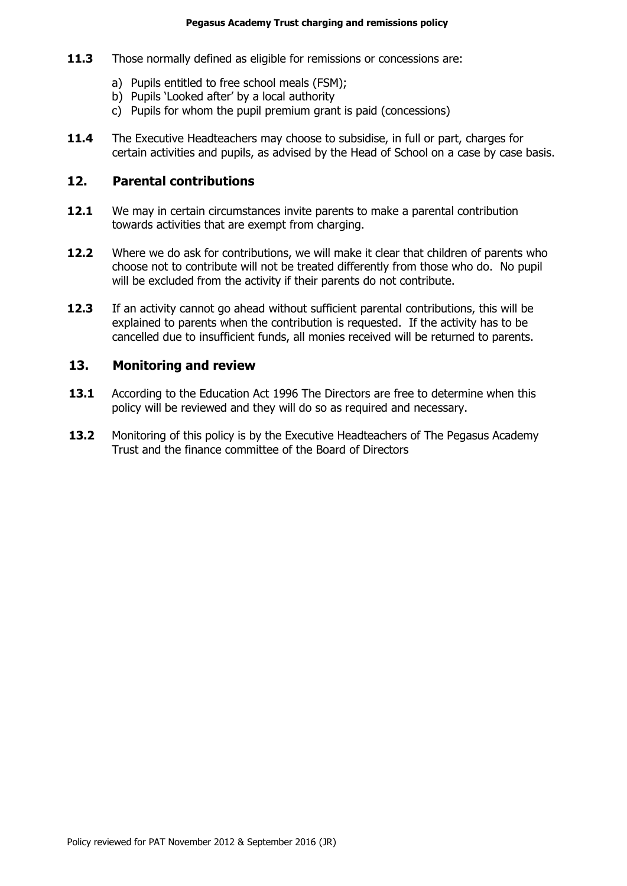**11.3** Those normally defined as eligible for remissions or concessions are:

a) Pupils entitled to free school meals (FSM);
b) Pupils 'Looked after' by a local authority
c) Pupils for whom the pupil premium grant is paid (concessions)

**11.4** The Executive Headteachers may choose to subsidise, in full or part, charges for certain activities and pupils, as advised by the Head of School on a case by case basis.

## 12. Parental contributions

**12.1** We may in certain circumstances invite parents to make a parental contribution towards activities that are exempt from charging.

**12.2** Where we do ask for contributions, we will make it clear that children of parents who choose not to contribute will not be treated differently from those who do. No pupil will be excluded from the activity if their parents do not contribute.

**12.3** If an activity cannot go ahead without sufficient parental contributions, this will be explained to parents when the contribution is requested. If the activity has to be cancelled due to insufficient funds, all monies received will be returned to parents.

## 13. Monitoring and review

**13.1** According to the Education Act 1996 The Directors are free to determine when this policy will be reviewed and they will do so as required and necessary.

**13.2** Monitoring of this policy is by the Executive Headteachers of The Pegasus Academy Trust and the finance committee of the Board of Directors

Policy reviewed for PAT November 2012 & September 2016 (JR)